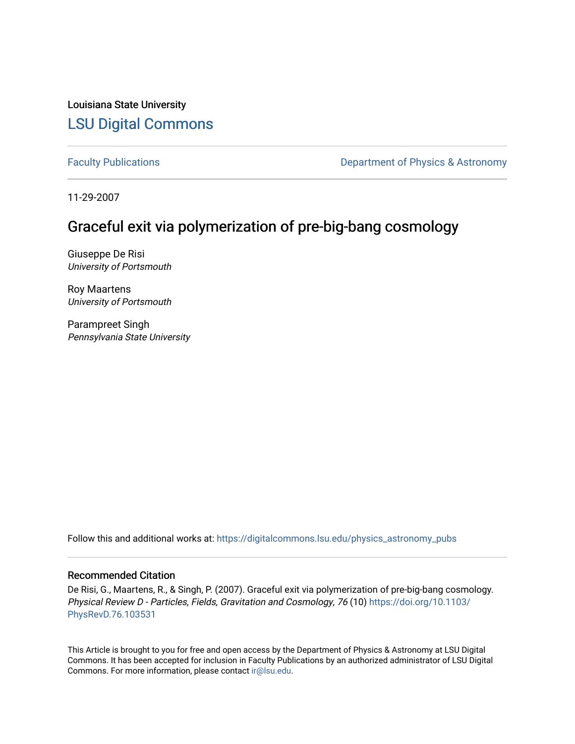Louisiana State University

# LSU Digital Commons

Faculty Publications | Department of Physics & Astronomy

11-29-2007

## Graceful exit via polymerization of pre-big-bang cosmology

Giuseppe De Risi
*University of Portsmouth*

Roy Maartens
*University of Portsmouth*

Parampreet Singh
*Pennsylvania State University*

Follow this and additional works at: https://digitalcommons.lsu.edu/physics_astronomy_pubs

### Recommended Citation

De Risi, G., Maartens, R., & Singh, P. (2007). Graceful exit via polymerization of pre-big-bang cosmology. *Physical Review D - Particles, Fields, Gravitation and Cosmology, 76* (10) https://doi.org/10.1103/PhysRevD.76.103531

This Article is brought to you for free and open access by the Department of Physics & Astronomy at LSU Digital Commons. It has been accepted for inclusion in Faculty Publications by an authorized administrator of LSU Digital Commons. For more information, please contact ir@lsu.edu.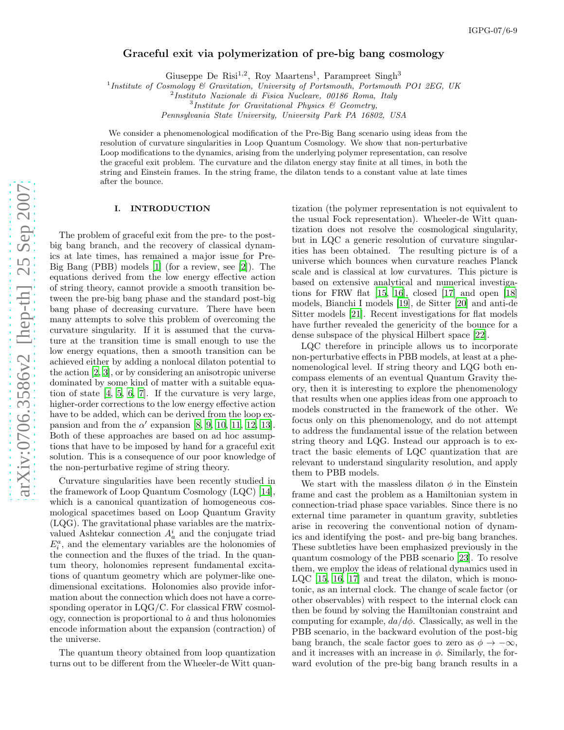IGPG-07/6-9

# Graceful exit via polymerization of pre-big bang cosmology

Giuseppe De Risi[1,2], Roy Maartens[1], Parampreet Singh[3]

[1] *Institute of Cosmology & Gravitation, University of Portsmouth, Portsmouth PO1 2EG, UK*
[2] *Instituto Nazionale di Fisica Nucleare, 00186 Roma, Italy*
[3] *Institute for Gravitational Physics & Geometry, Pennsylvania State University, University Park PA 16802, USA*

We consider a phenomenological modification of the Pre-Big Bang scenario using ideas from the resolution of curvature singularities in Loop Quantum Cosmology. We show that non-perturbative Loop modifications to the dynamics, arising from the underlying polymer representation, can resolve the graceful exit problem. The curvature and the dilaton energy stay finite at all times, in both the string and Einstein frames. In the string frame, the dilaton tends to a constant value at late times after the bounce.

## I. INTRODUCTION

The problem of graceful exit from the pre- to the post-big bang branch, and the recovery of classical dynamics at late times, has remained a major issue for Pre-Big Bang (PBB) models [1] (for a review, see [2]). The equations derived from the low energy effective action of string theory, cannot provide a smooth transition between the pre-big bang phase and the standard post-big bang phase of decreasing curvature. There have been many attempts to solve this problem of overcoming the curvature singularity. If it is assumed that the curvature at the transition time is small enough to use the low energy equations, then a smooth transition can be achieved either by adding a nonlocal dilaton potential to the action [2, 3], or by considering an anisotropic universe dominated by some kind of matter with a suitable equation of state [4, 5, 6, 7]. If the curvature is very large, higher-order corrections to the low energy effective action have to be added, which can be derived from the loop expansion and from the $\alpha'$ expansion [8, 9, 10, 11, 12, 13]. Both of these approaches are based on ad hoc assumptions that have to be imposed by hand for a graceful exit solution. This is a consequence of our poor knowledge of the non-perturbative regime of string theory.

Curvature singularities have been recently studied in the framework of Loop Quantum Cosmology (LQC) [14], which is a canonical quantization of homogeneous cosmological spacetimes based on Loop Quantum Gravity (LQG). The gravitational phase variables are the matrix-valued Ashtekar connection $A_a^i$ and the conjugate triad $E_i^a$, and the elementary variables are the holonomies of the connection and the fluxes of the triad. In the quantum theory, holonomies represent fundamental excitations of quantum geometry which are polymer-like one-dimensional excitations. Holonomies also provide information about the connection which does not have a corresponding operator in LQG/C. For classical FRW cosmology, connection is proportional to $\dot{a}$ and thus holonomies encode information about the expansion (contraction) of the universe.

The quantum theory obtained from loop quantization turns out to be different from the Wheeler-de Witt quantization (the polymer representation is not equivalent to the usual Fock representation). Wheeler-de Witt quantization does not resolve the cosmological singularity, but in LQC a generic resolution of curvature singularities has been obtained. The resulting picture is of a universe which bounces when curvature reaches Planck scale and is classical at low curvatures. This picture is based on extensive analytical and numerical investigations for FRW flat [15, 16], closed [17] and open [18] models, Bianchi I models [19], de Sitter [20] and anti-de Sitter models [21]. Recent investigations for flat models have further revealed the genericity of the bounce for a dense subspace of the physical Hilbert space [22].

LQC therefore in principle allows us to incorporate non-perturbative effects in PBB models, at least at a phenomenological level. If string theory and LQG both encompass elements of an eventual Quantum Gravity theory, then it is interesting to explore the phenomenology that results when one applies ideas from one approach to models constructed in the framework of the other. We focus only on this phenomenology, and do not attempt to address the fundamental issue of the relation between string theory and LQG. Instead our approach is to extract the basic elements of LQC quantization that are relevant to understand singularity resolution, and apply them to PBB models.

We start with the massless dilaton $\phi$ in the Einstein frame and cast the problem as a Hamiltonian system in connection-triad phase space variables. Since there is no external time parameter in quantum gravity, subtleties arise in recovering the conventional notion of dynamics and identifying the post- and pre-big bang branches. These subtleties have been emphasized previously in the quantum cosmology of the PBB scenario [23]. To resolve them, we employ the ideas of relational dynamics used in LQC [15, 16, 17] and treat the dilaton, which is monotonic, as an internal clock. The change of scale factor (or other observables) with respect to the internal clock can then be found by solving the Hamiltonian constraint and computing for example, $da/d\phi$. Classically, as well in the PBB scenario, in the backward evolution of the post-big bang branch, the scale factor goes to zero as $\phi \to -\infty$, and it increases with an increase in $\phi$. Similarly, the forward evolution of the pre-big bang branch results in a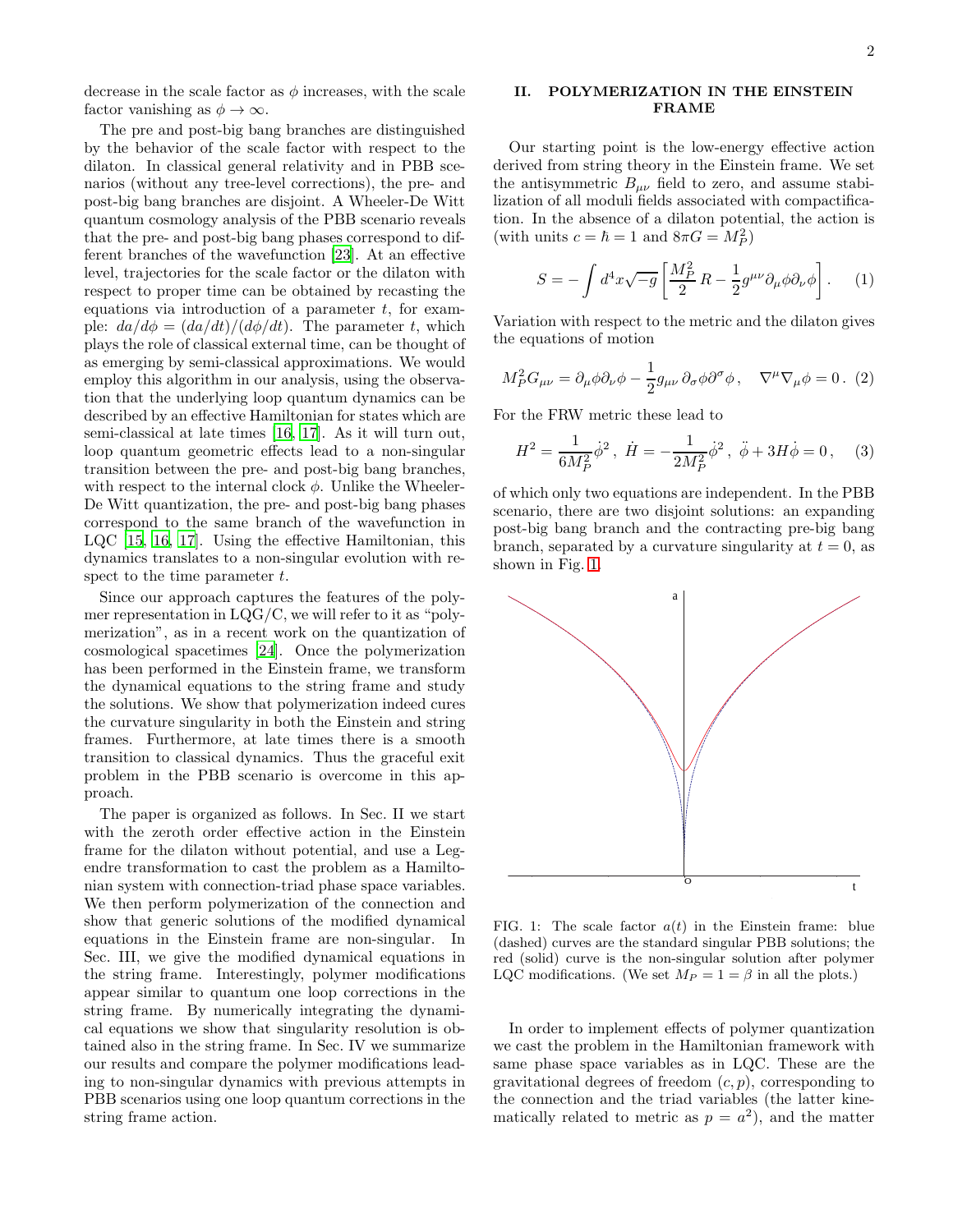decrease in the scale factor as $\phi$ increases, with the scale factor vanishing as $\phi \to \infty$.

The pre and post-big bang branches are distinguished by the behavior of the scale factor with respect to the dilaton. In classical general relativity and in PBB scenarios (without any tree-level corrections), the pre- and post-big bang branches are disjoint. A Wheeler-De Witt quantum cosmology analysis of the PBB scenario reveals that the pre- and post-big bang phases correspond to different branches of the wavefunction [23]. At an effective level, trajectories for the scale factor or the dilaton with respect to proper time can be obtained by recasting the equations via introduction of a parameter $t$, for example: $da/d\phi = (da/dt)/(d\phi/dt)$. The parameter $t$, which plays the role of classical external time, can be thought of as emerging by semi-classical approximations. We would employ this algorithm in our analysis, using the observation that the underlying loop quantum dynamics can be described by an effective Hamiltonian for states which are semi-classical at late times [16, 17]. As it will turn out, loop quantum geometric effects lead to a non-singular transition between the pre- and post-big bang branches, with respect to the internal clock $\phi$. Unlike the Wheeler-De Witt quantization, the pre- and post-big bang phases correspond to the same branch of the wavefunction in LQC [15, 16, 17]. Using the effective Hamiltonian, this dynamics translates to a non-singular evolution with respect to the time parameter $t$.

Since our approach captures the features of the polymer representation in LQG/C, we will refer to it as "polymerization", as in a recent work on the quantization of cosmological spacetimes [24]. Once the polymerization has been performed in the Einstein frame, we transform the dynamical equations to the string frame and study the solutions. We show that polymerization indeed cures the curvature singularity in both the Einstein and string frames. Furthermore, at late times there is a smooth transition to classical dynamics. Thus the graceful exit problem in the PBB scenario is overcome in this approach.

The paper is organized as follows. In Sec. II we start with the zeroth order effective action in the Einstein frame for the dilaton without potential, and use a Legendre transformation to cast the problem as a Hamiltonian system with connection-triad phase space variables. We then perform polymerization of the connection and show that generic solutions of the modified dynamical equations in the Einstein frame are non-singular. In Sec. III, we give the modified dynamical equations in the string frame. Interestingly, polymer modifications appear similar to quantum one loop corrections in the string frame. By numerically integrating the dynamical equations we show that singularity resolution is obtained also in the string frame. In Sec. IV we summarize our results and compare the polymer modifications leading to non-singular dynamics with previous attempts in PBB scenarios using one loop quantum corrections in the string frame action.

## II. POLYMERIZATION IN THE EINSTEIN FRAME

Our starting point is the low-energy effective action derived from string theory in the Einstein frame. We set the antisymmetric $B_{\mu\nu}$ field to zero, and assume stabilization of all moduli fields associated with compactification. In the absence of a dilaton potential, the action is (with units $c = \hbar = 1$ and $8\pi G = M_P^2$)

$$S = -\int d^4x\sqrt{-g}\left[\frac{M_P^2}{2}\,R - \frac{1}{2}g^{\mu\nu}\partial_\mu\phi\partial_\nu\phi\right]. \quad (1)$$

Variation with respect to the metric and the dilaton gives the equations of motion

$$M_P^2 G_{\mu\nu} = \partial_\mu\phi\partial_\nu\phi - \frac{1}{2}g_{\mu\nu}\,\partial_\sigma\phi\partial^\sigma\phi\,, \quad \nabla^\mu\nabla_\mu\phi = 0\,. \quad (2)$$

For the FRW metric these lead to

$$H^2 = \frac{1}{6M_P^2}\dot{\phi}^2\,,\ \dot{H} = -\frac{1}{2M_P^2}\dot{\phi}^2\,,\ \ddot{\phi} + 3H\dot{\phi} = 0\,, \quad (3)$$

of which only two equations are independent. In the PBB scenario, there are two disjoint solutions: an expanding post-big bang branch and the contracting pre-big bang branch, separated by a curvature singularity at $t = 0$, as shown in Fig. 1.

FIG. 1: The scale factor $a(t)$ in the Einstein frame: blue (dashed) curves are the standard singular PBB solutions; the red (solid) curve is the non-singular solution after polymer LQC modifications. (We set $M_P = 1 = \beta$ in all the plots.)

In order to implement effects of polymer quantization we cast the problem in the Hamiltonian framework with same phase space variables as in LQC. These are the gravitational degrees of freedom $(c, p)$, corresponding to the connection and the triad variables (the latter kinematically related to metric as $p = a^2$), and the matter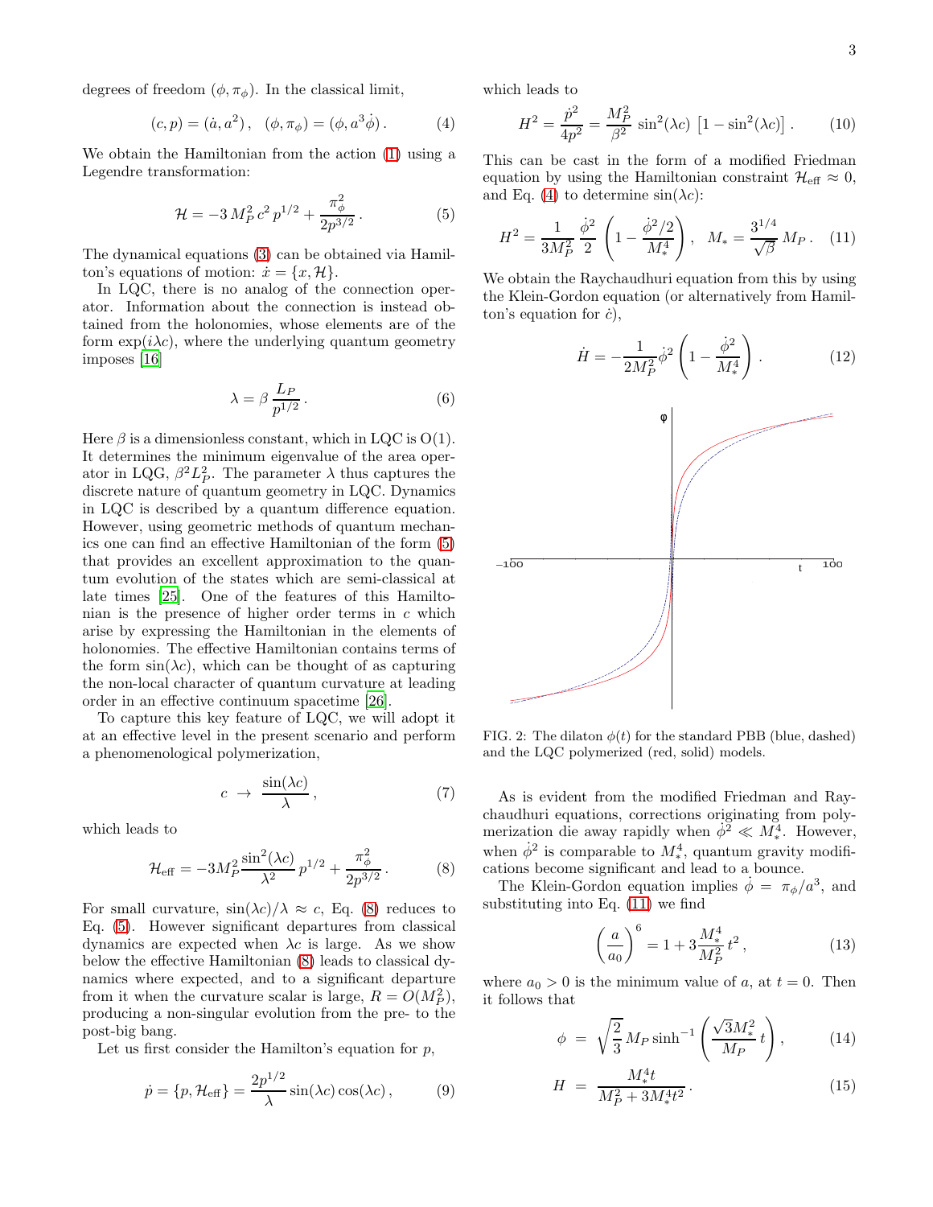degrees of freedom $(\phi, \pi_\phi)$. In the classical limit,

$$(c, p) = (\dot{a}, a^2)\,, \quad (\phi, \pi_\phi) = (\phi, a^3\dot{\phi})\,. \tag{4}$$

We obtain the Hamiltonian from the action (1) using a Legendre transformation:

$$\mathcal{H} = -3\, M_P^2\, c^2\, p^{1/2} + \frac{\pi_\phi^2}{2p^{3/2}}\,. \tag{5}$$

The dynamical equations (3) can be obtained via Hamilton's equations of motion: $\dot{x} = \{x, \mathcal{H}\}$.

In LQC, there is no analog of the connection operator. Information about the connection is instead obtained from the holonomies, whose elements are of the form $\exp(i\lambda c)$, where the underlying quantum geometry imposes [16]

$$\lambda = \beta\, \frac{L_P}{p^{1/2}}\,. \tag{6}$$

Here $\beta$ is a dimensionless constant, which in LQC is O(1). It determines the minimum eigenvalue of the area operator in LQG, $\beta^2 L_P^2$. The parameter $\lambda$ thus captures the discrete nature of quantum geometry in LQC. Dynamics in LQC is described by a quantum difference equation. However, using geometric methods of quantum mechanics one can find an effective Hamiltonian of the form (5) that provides an excellent approximation to the quantum evolution of the states which are semi-classical at late times [25]. One of the features of this Hamiltonian is the presence of higher order terms in $c$ which arise by expressing the Hamiltonian in the elements of holonomies. The effective Hamiltonian contains terms of the form $\sin(\lambda c)$, which can be thought of as capturing the non-local character of quantum curvature at leading order in an effective continuum spacetime [26].

To capture this key feature of LQC, we will adopt it at an effective level in the present scenario and perform a phenomenological polymerization,

$$c \;\to\; \frac{\sin(\lambda c)}{\lambda}\,, \tag{7}$$

which leads to

$$\mathcal{H}_{\rm eff} = -3M_P^2 \frac{\sin^2(\lambda c)}{\lambda^2}\, p^{1/2} + \frac{\pi_\phi^2}{2p^{3/2}}\,. \tag{8}$$

For small curvature, $\sin(\lambda c)/\lambda \approx c$, Eq. (8) reduces to Eq. (5). However significant departures from classical dynamics are expected when $\lambda c$ is large. As we show below the effective Hamiltonian (8) leads to classical dynamics where expected, and to a significant departure from it when the curvature scalar is large, $R = O(M_P^2)$, producing a non-singular evolution from the pre- to the post-big bang.

Let us first consider the Hamilton's equation for $p$,

$$\dot{p} = \{p, \mathcal{H}_{\rm eff}\} = \frac{2p^{1/2}}{\lambda} \sin(\lambda c)\cos(\lambda c)\,, \tag{9}$$

which leads to

$$H^2 = \frac{\dot{p}^2}{4p^2} = \frac{M_P^2}{\beta^2}\, \sin^2(\lambda c)\, \left[1 - \sin^2(\lambda c)\right]\,. \tag{10}$$

This can be cast in the form of a modified Friedman equation by using the Hamiltonian constraint $\mathcal{H}_{\rm eff} \approx 0$, and Eq. (4) to determine $\sin(\lambda c)$:

$$H^2 = \frac{1}{3M_P^2}\, \frac{\dot{\phi}^2}{2}\, \left(1 - \frac{\dot{\phi}^2/2}{M_*^4}\right), \quad M_* = \frac{3^{1/4}}{\sqrt{\beta}}\, M_P\,. \tag{11}$$

We obtain the Raychaudhuri equation from this by using the Klein-Gordon equation (or alternatively from Hamilton's equation for $\dot{c}$),

$$\dot{H} = -\frac{1}{2M_P^2}\dot{\phi}^2 \left(1 - \frac{\dot{\phi}^2}{M_*^4}\right)\,. \tag{12}$$

FIG. 2: The dilaton $\phi(t)$ for the standard PBB (blue, dashed) and the LQC polymerized (red, solid) models.

As is evident from the modified Friedman and Raychaudhuri equations, corrections originating from polymerization die away rapidly when $\dot{\phi}^2 \ll M_*^4$. However, when $\dot{\phi}^2$ is comparable to $M_*^4$, quantum gravity modifications become significant and lead to a bounce.

The Klein-Gordon equation implies $\dot{\phi} = \pi_\phi/a^3$, and substituting into Eq. (11) we find

$$\left(\frac{a}{a_0}\right)^6 = 1 + 3\frac{M_*^4}{M_P^2}\, t^2\,, \tag{13}$$

where $a_0 > 0$ is the minimum value of $a$, at $t = 0$. Then it follows that

$$\phi \;=\; \sqrt{\frac{2}{3}}\, M_P \sinh^{-1}\left(\frac{\sqrt{3}M_*^2}{M_P}\, t\right), \tag{14}$$

$$H \;=\; \frac{M_*^4 t}{M_P^2 + 3M_*^4 t^2}\,. \tag{15}$$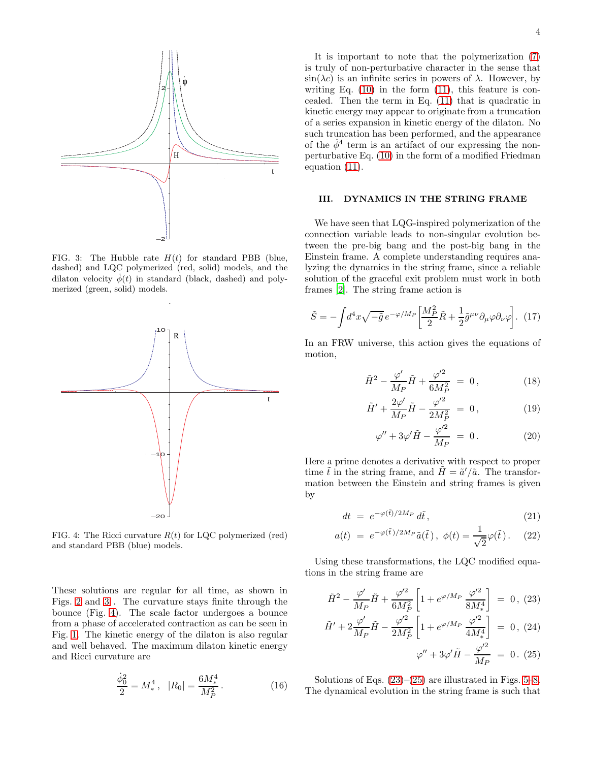FIG. 3: The Hubble rate $H(t)$ for standard PBB (blue, dashed) and LQC polymerized (red, solid) models, and the dilaton velocity $\dot{\phi}(t)$ in standard (black, dashed) and polymerized (green, solid) models.

FIG. 4: The Ricci curvature $R(t)$ for LQC polymerized (red) and standard PBB (blue) models.

These solutions are regular for all time, as shown in Figs. 2 and 3 . The curvature stays finite through the bounce (Fig. 4). The scale factor undergoes a bounce from a phase of accelerated contraction as can be seen in Fig. 1. The kinetic energy of the dilaton is also regular and well behaved. The maximum dilaton kinetic energy and Ricci curvature are

$$\frac{\dot{\phi}_0^2}{2} = M_*^4\,, \quad |R_0| = \frac{6M_*^4}{M_P^2}\,. \tag{16}$$

It is important to note that the polymerization (7) is truly of non-perturbative character in the sense that $\sin(\lambda c)$ is an infinite series in powers of $\lambda$. However, by writing Eq. (10) in the form (11), this feature is concealed. Then the term in Eq. (11) that is quadratic in kinetic energy may appear to originate from a truncation of a series expansion in kinetic energy of the dilaton. No such truncation has been performed, and the appearance of the $\dot{\phi}^4$ term is an artifact of our expressing the non-perturbative Eq. (10) in the form of a modified Friedman equation (11).

## III. DYNAMICS IN THE STRING FRAME

We have seen that LQG-inspired polymerization of the connection variable leads to non-singular evolution between the pre-big bang and the post-big bang in the Einstein frame. A complete understanding requires analyzing the dynamics in the string frame, since a reliable solution of the graceful exit problem must work in both frames [2]. The string frame action is

$$\tilde{S} = -\int d^4x\sqrt{-\tilde{g}}\, e^{-\varphi/M_P}\left[\frac{M_P^2}{2}\tilde{R} + \frac{1}{2}\tilde{g}^{\mu\nu}\partial_\mu\varphi\partial_\nu\varphi\right]. \tag{17}$$

In an FRW universe, this action gives the equations of motion,

$$\tilde{H}^2 - \frac{\varphi'}{M_P}\tilde{H} + \frac{\varphi'^2}{6M_P^2} \;=\; 0\,, \tag{18}$$

$$\tilde{H}' + \frac{2\varphi'}{M_P}\tilde{H} - \frac{\varphi'^2}{2M_P^2} \;=\; 0\,, \tag{19}$$

$$\varphi'' + 3\varphi'\tilde{H} - \frac{\varphi'^2}{M_P} \;=\; 0\,. \tag{20}$$

Here a prime denotes a derivative with respect to proper time $\tilde{t}$ in the string frame, and $\tilde{H} = \tilde{a}'/\tilde{a}$. The transformation between the Einstein and string frames is given by

$$dt \;=\; e^{-\varphi(\tilde{t})/2M_P}\, d\tilde{t}\,, \tag{21}$$

$$a(t) \;=\; e^{-\varphi(\tilde{t})/2M_P}\,\tilde{a}(\tilde{t})\,,\;\; \phi(t) = \frac{1}{\sqrt{2}}\varphi(\tilde{t})\,. \tag{22}$$

Using these transformations, the LQC modified equations in the string frame are

$$\tilde{H}^2 - \frac{\varphi'}{M_P}\tilde{H} + \frac{\varphi'^2}{6M_P^2}\left[1 + e^{\varphi/M_P}\,\frac{\varphi'^2}{8M_*^4}\right] \;=\; 0\,, \tag{23}$$

$$\tilde{H}' + 2\frac{\varphi'}{M_P}\tilde{H} - \frac{\varphi'^2}{2M_P^2}\left[1 + e^{\varphi/M_P}\,\frac{\varphi'^2}{4M_*^4}\right] \;=\; 0\,, \tag{24}$$

$$\varphi'' + 3\varphi'\tilde{H} - \frac{\varphi'^2}{M_P} \;=\; 0\,. \tag{25}$$

Solutions of Eqs. (23)–(25) are illustrated in Figs. 5–8. The dynamical evolution in the string frame is such that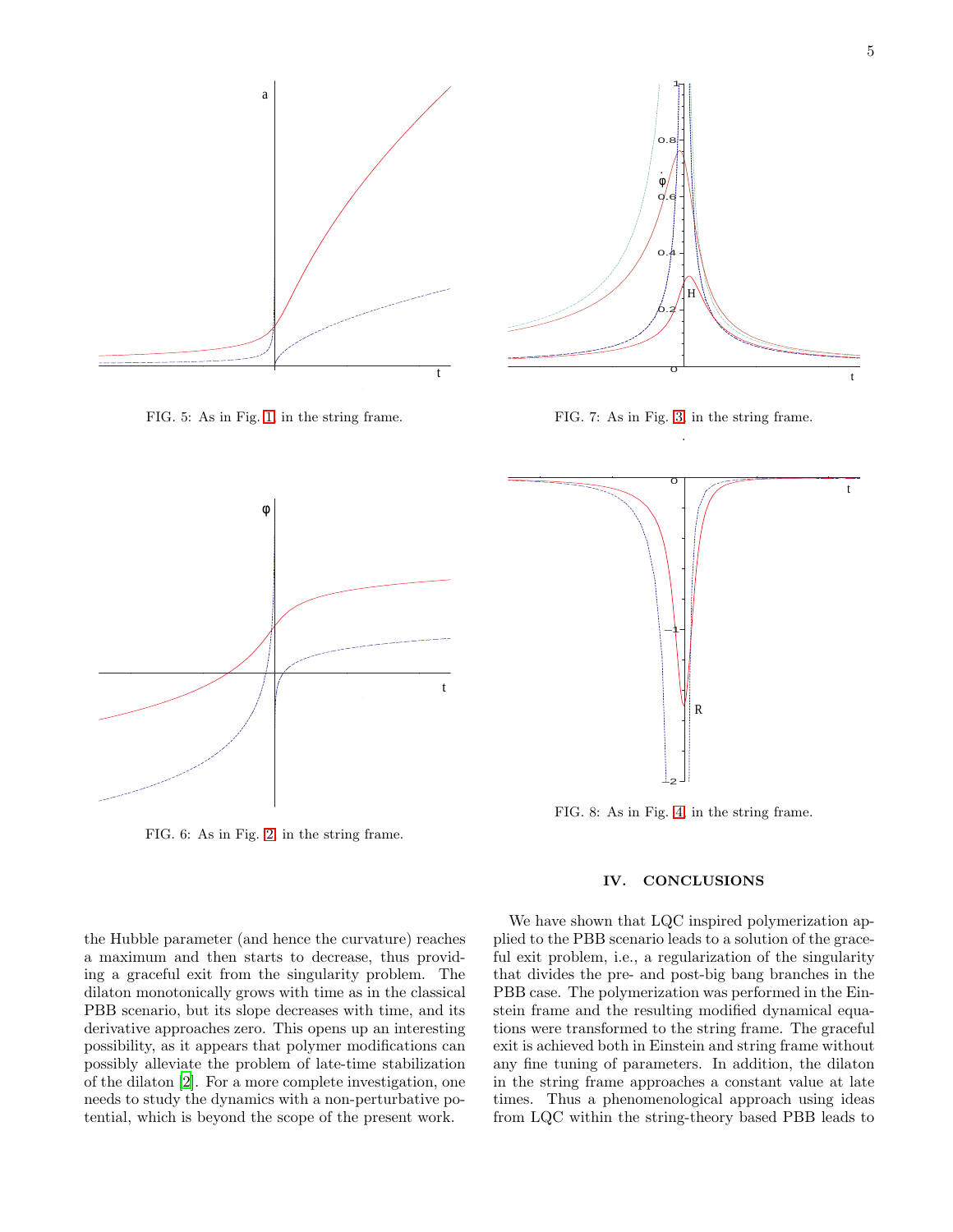FIG. 5: As in Fig. 1 in the string frame.

FIG. 6: As in Fig. 2 in the string frame.

FIG. 7: As in Fig. 3 in the string frame.

FIG. 8: As in Fig. 4 in the string frame.

the Hubble parameter (and hence the curvature) reaches a maximum and then starts to decrease, thus providing a graceful exit from the singularity problem. The dilaton monotonically grows with time as in the classical PBB scenario, but its slope decreases with time, and its derivative approaches zero. This opens up an interesting possibility, as it appears that polymer modifications can possibly alleviate the problem of late-time stabilization of the dilaton [2]. For a more complete investigation, one needs to study the dynamics with a non-perturbative potential, which is beyond the scope of the present work.

## IV. CONCLUSIONS

We have shown that LQC inspired polymerization applied to the PBB scenario leads to a solution of the graceful exit problem, i.e., a regularization of the singularity that divides the pre- and post-big bang branches in the PBB case. The polymerization was performed in the Einstein frame and the resulting modified dynamical equations were transformed to the string frame. The graceful exit is achieved both in Einstein and string frame without any fine tuning of parameters. In addition, the dilaton in the string frame approaches a constant value at late times. Thus a phenomenological approach using ideas from LQC within the string-theory based PBB leads to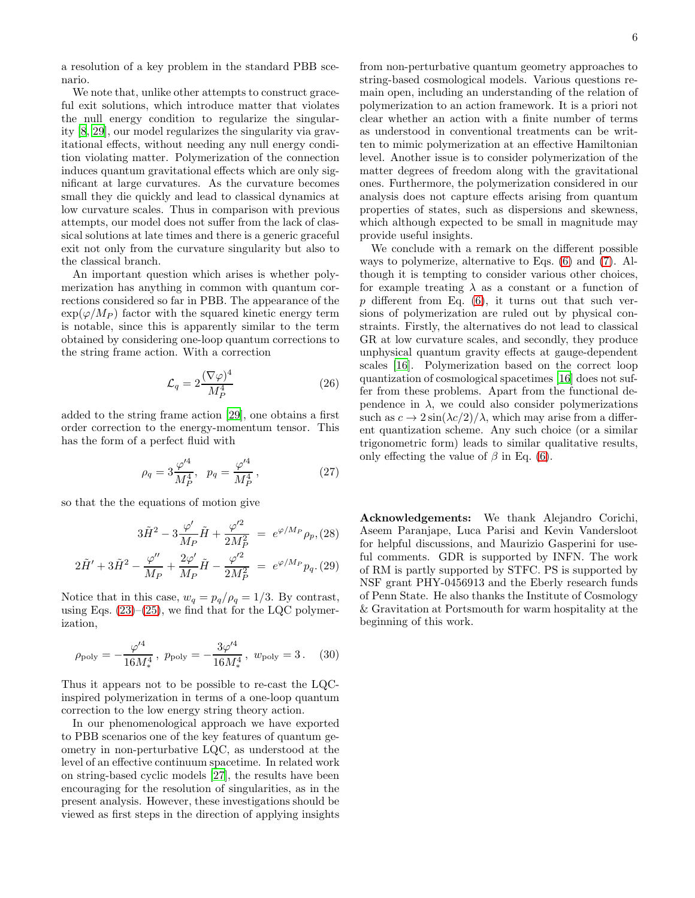a resolution of a key problem in the standard PBB scenario.

We note that, unlike other attempts to construct graceful exit solutions, which introduce matter that violates the null energy condition to regularize the singularity [8, 29], our model regularizes the singularity via gravitational effects, without needing any null energy condition violating matter. Polymerization of the connection induces quantum gravitational effects which are only significant at large curvatures. As the curvature becomes small they die quickly and lead to classical dynamics at low curvature scales. Thus in comparison with previous attempts, our model does not suffer from the lack of classical solutions at late times and there is a generic graceful exit not only from the curvature singularity but also to the classical branch.

An important question which arises is whether polymerization has anything in common with quantum corrections considered so far in PBB. The appearance of the $\exp(\varphi/M_P)$ factor with the squared kinetic energy term is notable, since this is apparently similar to the term obtained by considering one-loop quantum corrections to the string frame action. With a correction

$$\mathcal{L}_q = 2\frac{(\nabla\varphi)^4}{M_P^4} \tag{26}$$

added to the string frame action [29], one obtains a first order correction to the energy-momentum tensor. This has the form of a perfect fluid with

$$\rho_q = 3\frac{\varphi'^4}{M_P^4}, \quad p_q = \frac{\varphi'^4}{M_P^4}\,, \tag{27}$$

so that the the equations of motion give

$$3\tilde{H}^2 - 3\frac{\varphi'}{M_P}\tilde{H} + \frac{\varphi'^2}{2M_P^2} \;=\; e^{\varphi/M_P}\rho_p, \tag{28}$$

$$2\tilde{H}' + 3\tilde{H}^2 - \frac{\varphi''}{M_P} + \frac{2\varphi'}{M_P}\tilde{H} - \frac{\varphi'^2}{2M_P^2} \;=\; e^{\varphi/M_P}p_q. \tag{29}$$

Notice that in this case, $w_q = p_q/\rho_q = 1/3$. By contrast, using Eqs. (23)–(25), we find that for the LQC polymerization,

$$\rho_{\rm poly} = -\frac{\varphi'^4}{16M_*^4}\,,\; p_{\rm poly} = -\frac{3\varphi'^4}{16M_*^4}\,,\; w_{\rm poly} = 3\,. \tag{30}$$

Thus it appears not to be possible to re-cast the LQC-inspired polymerization in terms of a one-loop quantum correction to the low energy string theory action.

In our phenomenological approach we have exported to PBB scenarios one of the key features of quantum geometry in non-perturbative LQC, as understood at the level of an effective continuum spacetime. In related work on string-based cyclic models [27], the results have been encouraging for the resolution of singularities, as in the present analysis. However, these investigations should be viewed as first steps in the direction of applying insights from non-perturbative quantum geometry approaches to string-based cosmological models. Various questions remain open, including an understanding of the relation of polymerization to an action framework. It is a priori not clear whether an action with a finite number of terms as understood in conventional treatments can be written to mimic polymerization at an effective Hamiltonian level. Another issue is to consider polymerization of the matter degrees of freedom along with the gravitational ones. Furthermore, the polymerization considered in our analysis does not capture effects arising from quantum properties of states, such as dispersions and skewness, which although expected to be small in magnitude may provide useful insights.

We conclude with a remark on the different possible ways to polymerize, alternative to Eqs. (6) and (7). Although it is tempting to consider various other choices, for example treating $\lambda$ as a constant or a function of $p$ different from Eq. (6), it turns out that such versions of polymerization are ruled out by physical constraints. Firstly, the alternatives do not lead to classical GR at low curvature scales, and secondly, they produce unphysical quantum gravity effects at gauge-dependent scales [16]. Polymerization based on the correct loop quantization of cosmological spacetimes [16] does not suffer from these problems. Apart from the functional dependence in $\lambda$, we could also consider polymerizations such as $c \to 2\sin(\lambda c/2)/\lambda$, which may arise from a different quantization scheme. Any such choice (or a similar trigonometric form) leads to similar qualitative results, only effecting the value of $\beta$ in Eq. (6).

**Acknowledgements:** We thank Alejandro Corichi, Aseem Paranjape, Luca Parisi and Kevin Vandersloot for helpful discussions, and Maurizio Gasperini for useful comments. GDR is supported by INFN. The work of RM is partly supported by STFC. PS is supported by NSF grant PHY-0456913 and the Eberly research funds of Penn State. He also thanks the Institute of Cosmology & Gravitation at Portsmouth for warm hospitality at the beginning of this work.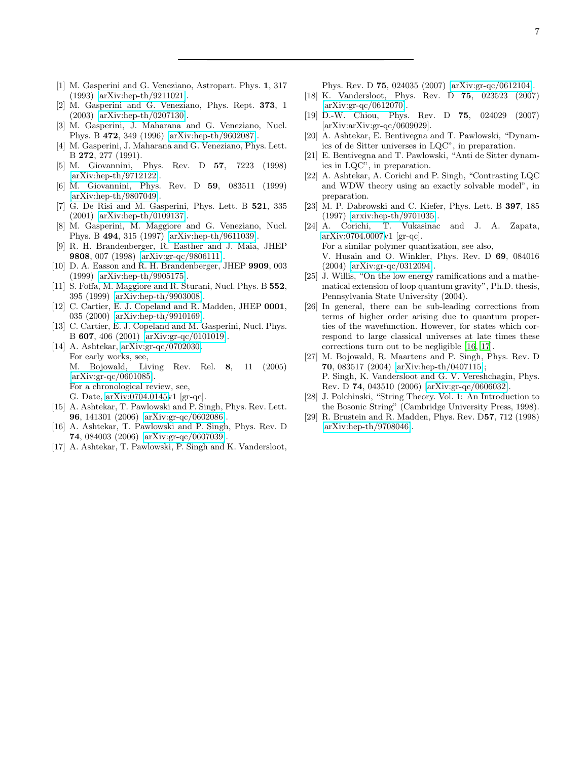[1] M. Gasperini and G. Veneziano, Astropart. Phys. **1**, 317 (1993) [arXiv:hep-th/9211021].

[2] M. Gasperini and G. Veneziano, Phys. Rept. **373**, 1 (2003) [arXiv:hep-th/0207130].

[3] M. Gasperini, J. Maharana and G. Veneziano, Nucl. Phys. B **472**, 349 (1996) [arXiv:hep-th/9602087].

[4] M. Gasperini, J. Maharana and G. Veneziano, Phys. Lett. B **272**, 277 (1991).

[5] M. Giovannini, Phys. Rev. D **57**, 7223 (1998) [arXiv:hep-th/9712122].

[6] M. Giovannini, Phys. Rev. D **59**, 083511 (1999) [arXiv:hep-th/9807049].

[7] G. De Risi and M. Gasperini, Phys. Lett. B **521**, 335 (2001) [arXiv:hep-th/0109137].

[8] M. Gasperini, M. Maggiore and G. Veneziano, Nucl. Phys. B **494**, 315 (1997) [arXiv:hep-th/9611039].

[9] R. H. Brandenberger, R. Easther and J. Maia, JHEP **9808**, 007 (1998) [arXiv:gr-qc/9806111].

[10] D. A. Easson and R. H. Brandenberger, JHEP **9909**, 003 (1999) [arXiv:hep-th/9905175].

[11] S. Foffa, M. Maggiore and R. Sturani, Nucl. Phys. B **552**, 395 (1999) [arXiv:hep-th/9903008].

[12] C. Cartier, E. J. Copeland and R. Madden, JHEP **0001**, 035 (2000) [arXiv:hep-th/9910169].

[13] C. Cartier, E. J. Copeland and M. Gasperini, Nucl. Phys. B **607**, 406 (2001) [arXiv:gr-qc/0101019].

[14] A. Ashtekar, arXiv:gr-qc/0702030;
For early works, see,
M. Bojowald, Living Rev. Rel. **8**, 11 (2005) [arXiv:gr-qc/0601085].
For a chronological review, see,
G. Date, arXiv:0704.0145v1 [gr-qc].

[15] A. Ashtekar, T. Pawlowski and P. Singh, Phys. Rev. Lett. **96**, 141301 (2006) [arXiv:gr-qc/0602086].

[16] A. Ashtekar, T. Pawlowski and P. Singh, Phys. Rev. D **74**, 084003 (2006) [arXiv:gr-qc/0607039].

[17] A. Ashtekar, T. Pawlowski, P. Singh and K. Vandersloot, Phys. Rev. D **75**, 024035 (2007) [arXiv:gr-qc/0612104].

[18] K. Vandersloot, Phys. Rev. D **75**, 023523 (2007) [arXiv:gr-qc/0612070].

[19] D.-W. Chiou, Phys. Rev. D **75**, 024029 (2007) [arXiv:arXiv:gr-qc/0609029].

[20] A. Ashtekar, E. Bentivegna and T. Pawlowski, "Dynamics of de Sitter universes in LQC", in preparation.

[21] E. Bentivegna and T. Pawlowski, "Anti de Sitter dynamics in LQC", in preparation.

[22] A. Ashtekar, A. Corichi and P. Singh, "Contrasting LQC and WDW theory using an exactly solvable model", in preparation.

[23] M. P. Dabrowski and C. Kiefer, Phys. Lett. B **397**, 185 (1997) [arxiv:hep-th/9701035].

[24] A. Corichi, T. Vukasinac and J. A. Zapata, arXiv:0704.0007v1 [gr-qc].
For a similar polymer quantization, see also,
V. Husain and O. Winkler, Phys. Rev. D **69**, 084016 (2004) [arXiv:gr-qc/0312094].

[25] J. Willis, "On the low energy ramifications and a mathematical extension of loop quantum gravity", Ph.D. thesis, Pennsylvania State University (2004).

[26] In general, there can be sub-leading corrections from terms of higher order arising due to quantum properties of the wavefunction. However, for states which correspond to large classical universes at late times these corrections turn out to be negligible [16, 17].

[27] M. Bojowald, R. Maartens and P. Singh, Phys. Rev. D **70**, 083517 (2004) [arXiv:hep-th/0407115];
P. Singh, K. Vandersloot and G. V. Vereshchagin, Phys. Rev. D **74**, 043510 (2006) [arXiv:gr-qc/0606032].

[28] J. Polchinski, "String Theory. Vol. 1: An Introduction to the Bosonic String" (Cambridge University Press, 1998).

[29] R. Brustein and R. Madden, Phys. Rev. D**57**, 712 (1998) [arXiv:hep-th/9708046].